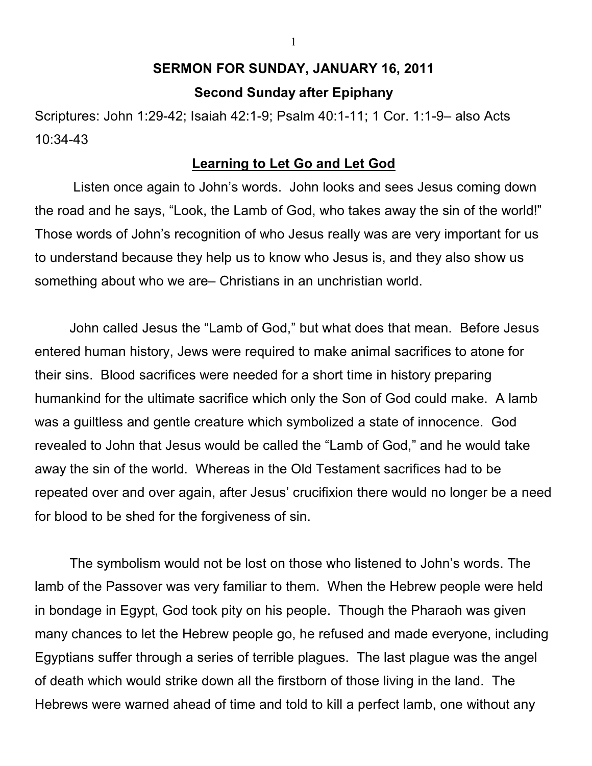# SERMON FOR SUNDAY, JANUARY 16, 2011

## Second Sunday after Epiphany

Scriptures: John 1:29-42; Isaiah 42:1-9; Psalm 40:1-11; 1 Cor. 1:1-9– also Acts 10:34-43

### Learning to Let Go and Let God

Listen once again to John's words. John looks and sees Jesus coming down the road and he says, "Look, the Lamb of God, who takes away the sin of the world!" Those words of John's recognition of who Jesus really was are very important for us to understand because they help us to know who Jesus is, and they also show us something about who we are– Christians in an unchristian world.

John called Jesus the "Lamb of God," but what does that mean. Before Jesus entered human history, Jews were required to make animal sacrifices to atone for their sins. Blood sacrifices were needed for a short time in history preparing humankind for the ultimate sacrifice which only the Son of God could make. A lamb was a guiltless and gentle creature which symbolized a state of innocence. God revealed to John that Jesus would be called the "Lamb of God," and he would take away the sin of the world. Whereas in the Old Testament sacrifices had to be repeated over and over again, after Jesus' crucifixion there would no longer be a need for blood to be shed for the forgiveness of sin.

The symbolism would not be lost on those who listened to John's words. The lamb of the Passover was very familiar to them. When the Hebrew people were held in bondage in Egypt, God took pity on his people. Though the Pharaoh was given many chances to let the Hebrew people go, he refused and made everyone, including Egyptians suffer through a series of terrible plagues. The last plague was the angel of death which would strike down all the firstborn of those living in the land. The Hebrews were warned ahead of time and told to kill a perfect lamb, one without any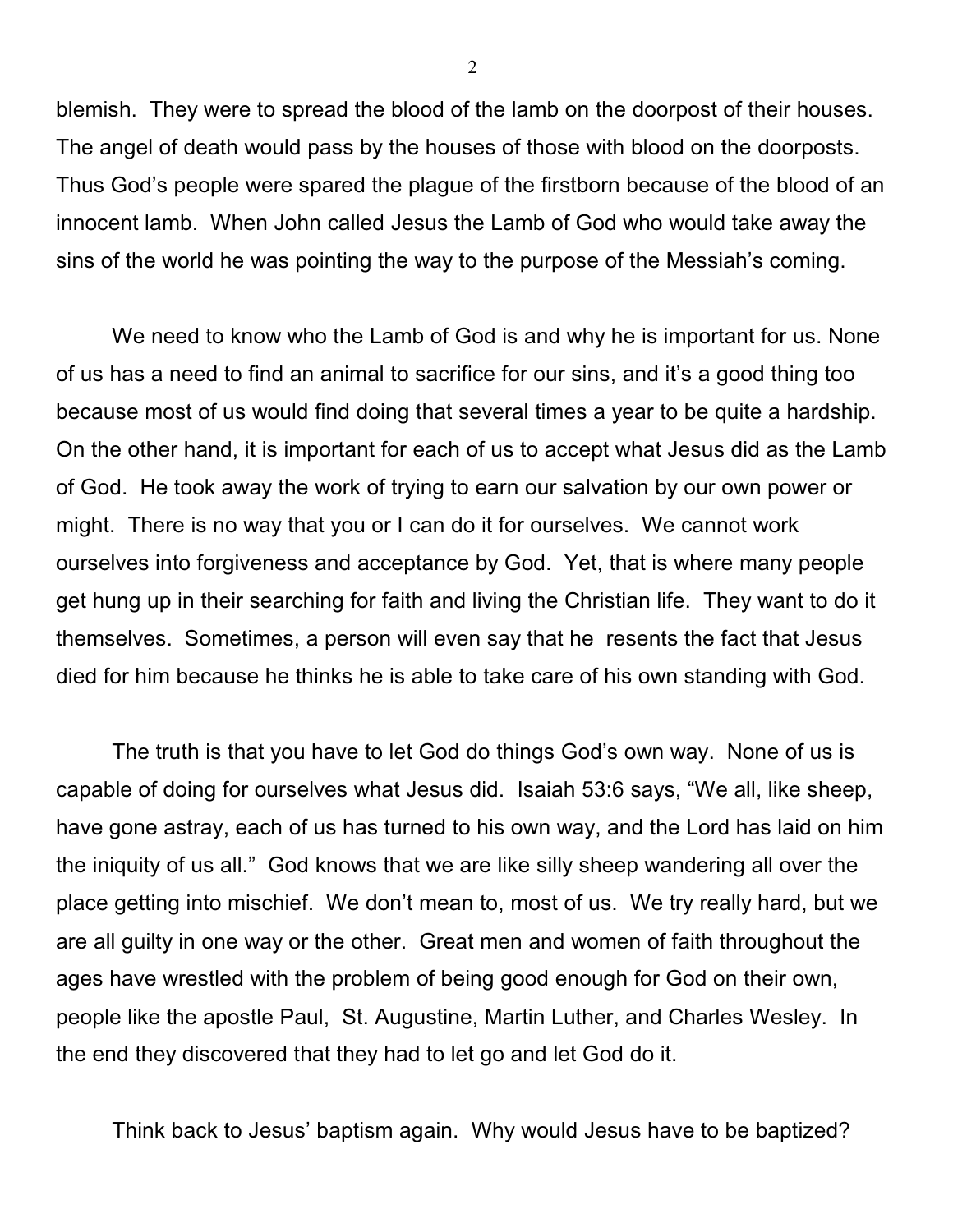blemish. They were to spread the blood of the lamb on the doorpost of their houses. The angel of death would pass by the houses of those with blood on the doorposts. Thus God's people were spared the plague of the firstborn because of the blood of an innocent lamb. When John called Jesus the Lamb of God who would take away the sins of the world he was pointing the way to the purpose of the Messiah's coming.

We need to know who the Lamb of God is and why he is important for us. None of us has a need to find an animal to sacrifice for our sins, and it's a good thing too because most of us would find doing that several times a year to be quite a hardship. On the other hand, it is important for each of us to accept what Jesus did as the Lamb of God. He took away the work of trying to earn our salvation by our own power or might. There is no way that you or I can do it for ourselves. We cannot work ourselves into forgiveness and acceptance by God. Yet, that is where many people get hung up in their searching for faith and living the Christian life. They want to do it themselves. Sometimes, a person will even say that he resents the fact that Jesus died for him because he thinks he is able to take care of his own standing with God.

The truth is that you have to let God do things God's own way. None of us is capable of doing for ourselves what Jesus did. Isaiah 53:6 says, "We all, like sheep, have gone astray, each of us has turned to his own way, and the Lord has laid on him the iniquity of us all." God knows that we are like silly sheep wandering all over the place getting into mischief. We don't mean to, most of us. We try really hard, but we are all guilty in one way or the other. Great men and women of faith throughout the ages have wrestled with the problem of being good enough for God on their own, people like the apostle Paul, St. Augustine, Martin Luther, and Charles Wesley. In the end they discovered that they had to let go and let God do it.

Think back to Jesus' baptism again. Why would Jesus have to be baptized?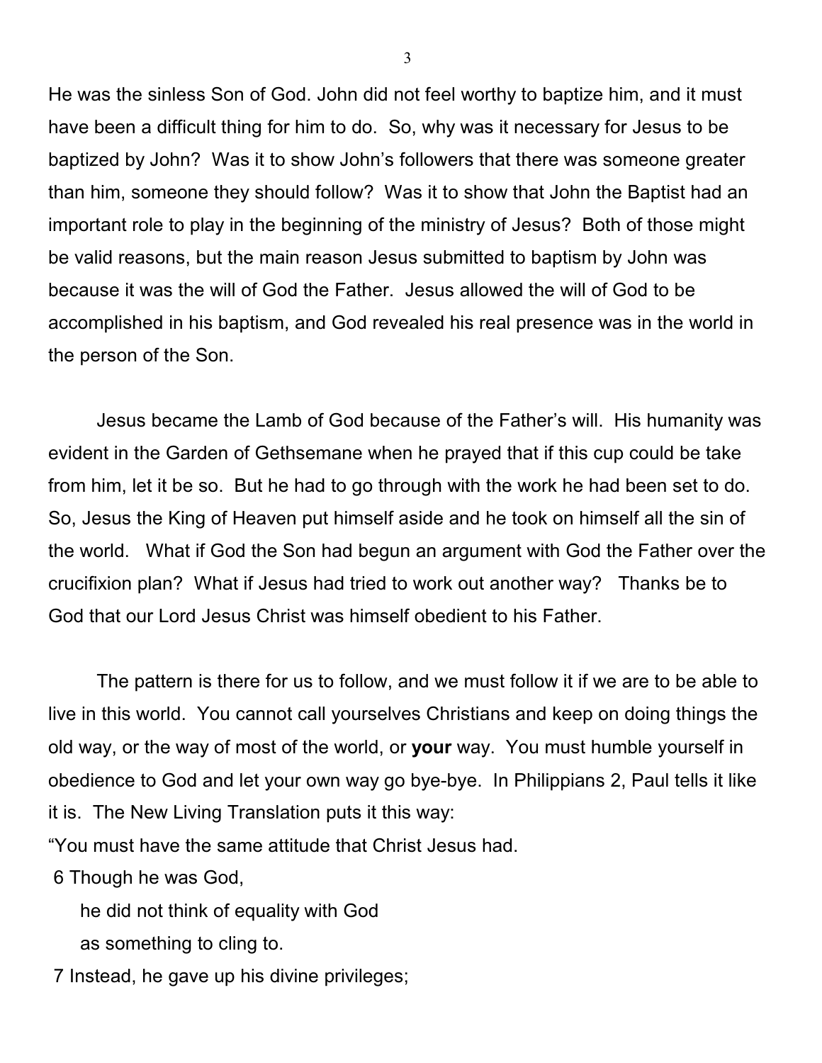He was the sinless Son of God. John did not feel worthy to baptize him, and it must have been a difficult thing for him to do. So, why was it necessary for Jesus to be baptized by John? Was it to show John's followers that there was someone greater than him, someone they should follow? Was it to show that John the Baptist had an important role to play in the beginning of the ministry of Jesus? Both of those might be valid reasons, but the main reason Jesus submitted to baptism by John was because it was the will of God the Father. Jesus allowed the will of God to be accomplished in his baptism, and God revealed his real presence was in the world in the person of the Son.

Jesus became the Lamb of God because of the Father's will. His humanity was evident in the Garden of Gethsemane when he prayed that if this cup could be take from him, let it be so. But he had to go through with the work he had been set to do. So, Jesus the King of Heaven put himself aside and he took on himself all the sin of the world. What if God the Son had begun an argument with God the Father over the crucifixion plan? What if Jesus had tried to work out another way? Thanks be to God that our Lord Jesus Christ was himself obedient to his Father.

The pattern is there for us to follow, and we must follow it if we are to be able to live in this world. You cannot call yourselves Christians and keep on doing things the old way, or the way of most of the world, or **your** way. You must humble yourself in obedience to God and let your own way go bye-bye. In Philippians 2, Paul tells it like it is. The New Living Translation puts it this way:

"You must have the same attitude that Christ Jesus had.

6 Though he was God,
he did not think of equality with God
as something to cling to.

7 Instead, he gave up his divine privileges;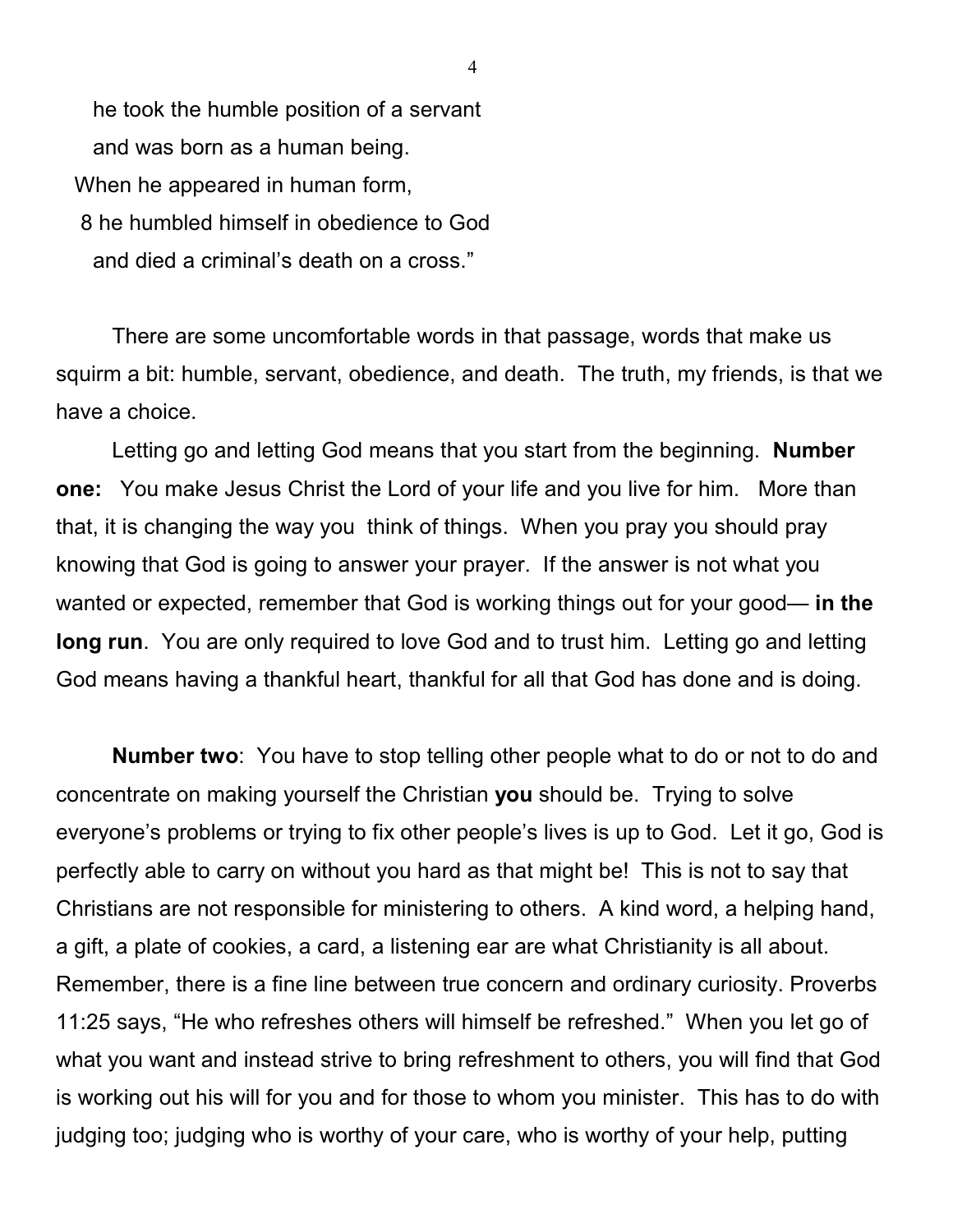he took the humble position of a servant
and was born as a human being.
When he appeared in human form,
8 he humbled himself in obedience to God
and died a criminal's death on a cross."

There are some uncomfortable words in that passage, words that make us squirm a bit: humble, servant, obedience, and death. The truth, my friends, is that we have a choice.

Letting go and letting God means that you start from the beginning. **Number one:** You make Jesus Christ the Lord of your life and you live for him. More than that, it is changing the way you think of things. When you pray you should pray knowing that God is going to answer your prayer. If the answer is not what you wanted or expected, remember that God is working things out for your good— **in the long run**. You are only required to love God and to trust him. Letting go and letting God means having a thankful heart, thankful for all that God has done and is doing.

**Number two**: You have to stop telling other people what to do or not to do and concentrate on making yourself the Christian **you** should be. Trying to solve everyone's problems or trying to fix other people's lives is up to God. Let it go, God is perfectly able to carry on without you hard as that might be! This is not to say that Christians are not responsible for ministering to others. A kind word, a helping hand, a gift, a plate of cookies, a card, a listening ear are what Christianity is all about. Remember, there is a fine line between true concern and ordinary curiosity. Proverbs 11:25 says, "He who refreshes others will himself be refreshed." When you let go of what you want and instead strive to bring refreshment to others, you will find that God is working out his will for you and for those to whom you minister. This has to do with judging too; judging who is worthy of your care, who is worthy of your help, putting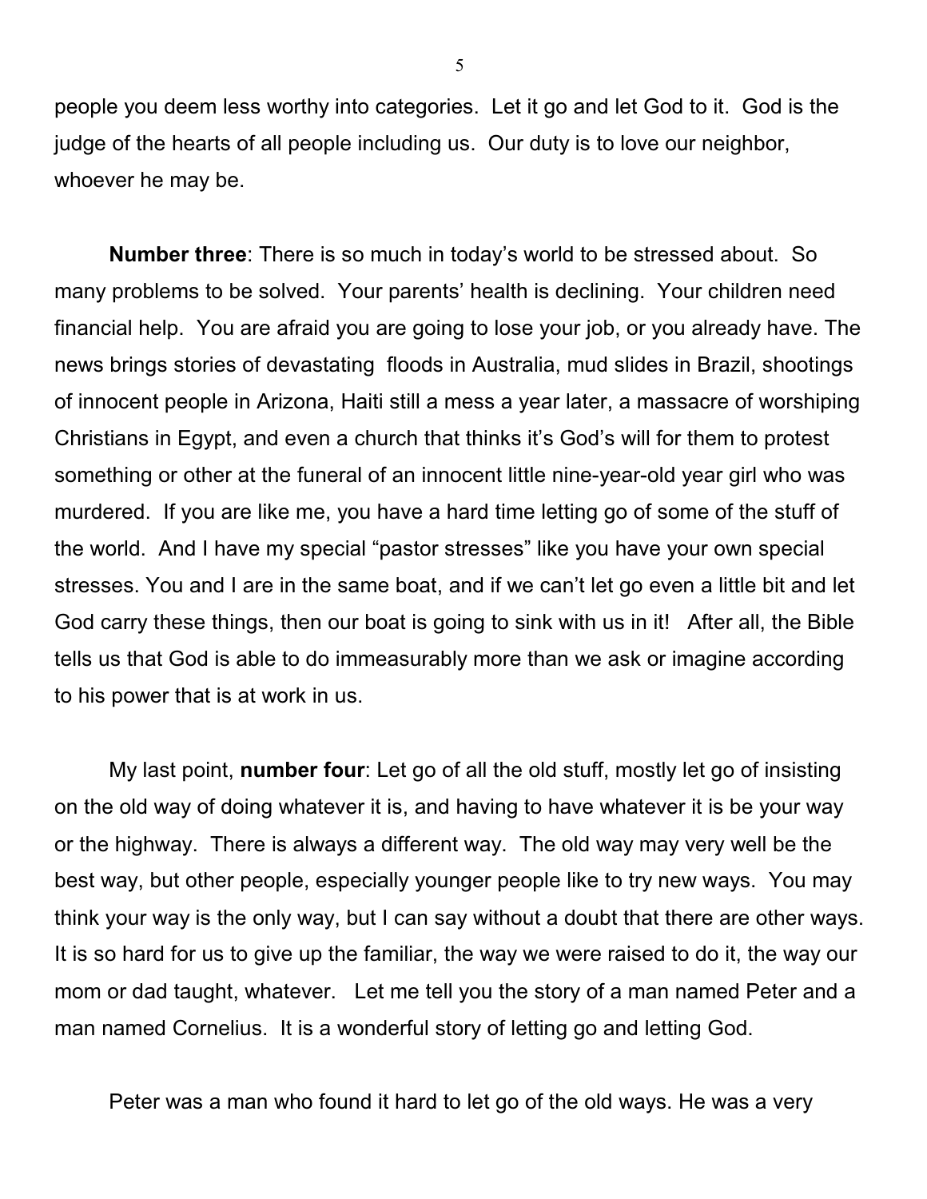people you deem less worthy into categories. Let it go and let God to it. God is the judge of the hearts of all people including us. Our duty is to love our neighbor, whoever he may be.

**Number three**: There is so much in today's world to be stressed about. So many problems to be solved. Your parents' health is declining. Your children need financial help. You are afraid you are going to lose your job, or you already have. The news brings stories of devastating floods in Australia, mud slides in Brazil, shootings of innocent people in Arizona, Haiti still a mess a year later, a massacre of worshiping Christians in Egypt, and even a church that thinks it's God's will for them to protest something or other at the funeral of an innocent little nine-year-old year girl who was murdered. If you are like me, you have a hard time letting go of some of the stuff of the world. And I have my special "pastor stresses" like you have your own special stresses. You and I are in the same boat, and if we can't let go even a little bit and let God carry these things, then our boat is going to sink with us in it! After all, the Bible tells us that God is able to do immeasurably more than we ask or imagine according to his power that is at work in us.

My last point, **number four**: Let go of all the old stuff, mostly let go of insisting on the old way of doing whatever it is, and having to have whatever it is be your way or the highway. There is always a different way. The old way may very well be the best way, but other people, especially younger people like to try new ways. You may think your way is the only way, but I can say without a doubt that there are other ways. It is so hard for us to give up the familiar, the way we were raised to do it, the way our mom or dad taught, whatever. Let me tell you the story of a man named Peter and a man named Cornelius. It is a wonderful story of letting go and letting God.

Peter was a man who found it hard to let go of the old ways. He was a very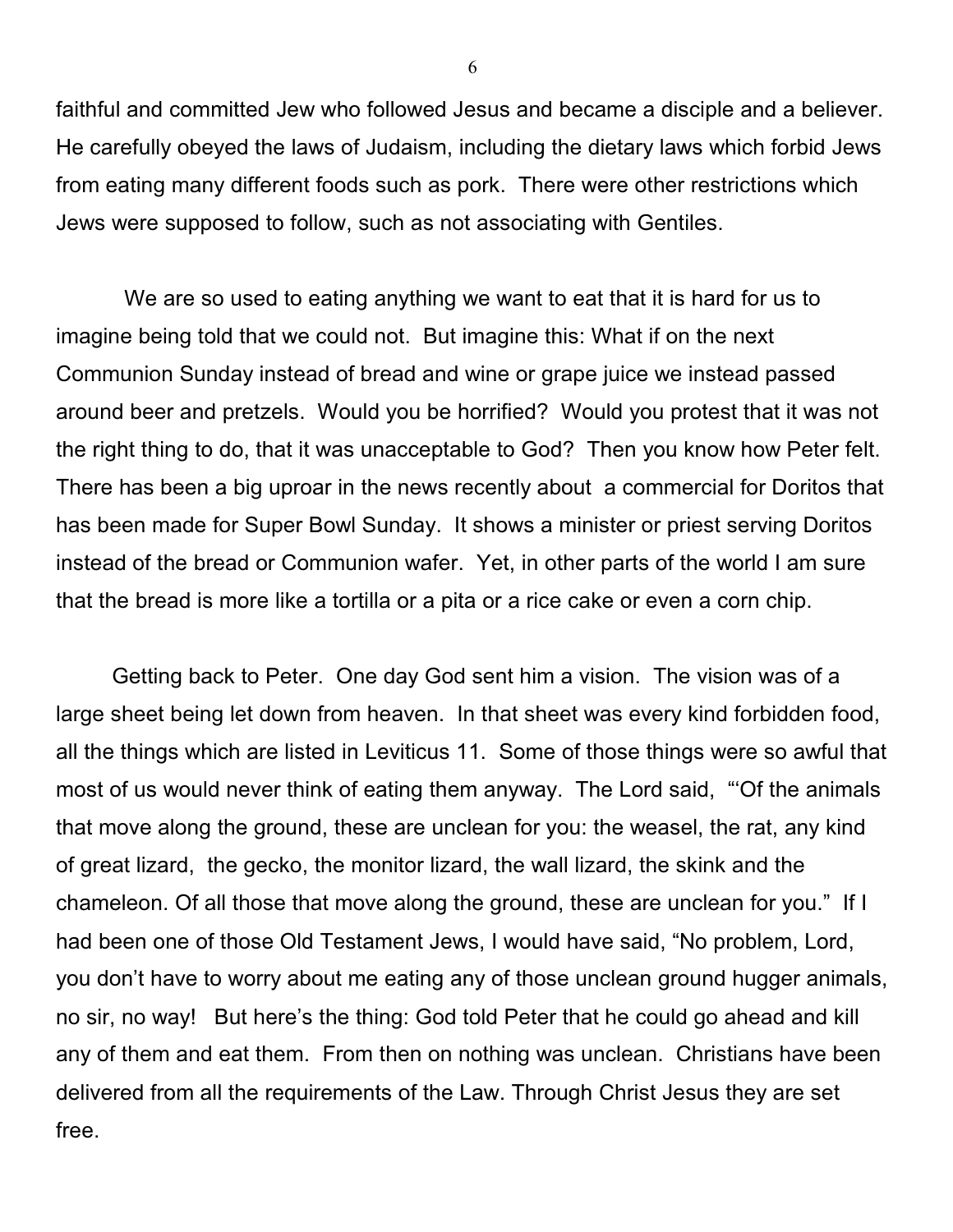faithful and committed Jew who followed Jesus and became a disciple and a believer. He carefully obeyed the laws of Judaism, including the dietary laws which forbid Jews from eating many different foods such as pork. There were other restrictions which Jews were supposed to follow, such as not associating with Gentiles.

We are so used to eating anything we want to eat that it is hard for us to imagine being told that we could not. But imagine this: What if on the next Communion Sunday instead of bread and wine or grape juice we instead passed around beer and pretzels. Would you be horrified? Would you protest that it was not the right thing to do, that it was unacceptable to God? Then you know how Peter felt. There has been a big uproar in the news recently about a commercial for Doritos that has been made for Super Bowl Sunday. It shows a minister or priest serving Doritos instead of the bread or Communion wafer. Yet, in other parts of the world I am sure that the bread is more like a tortilla or a pita or a rice cake or even a corn chip.

Getting back to Peter. One day God sent him a vision. The vision was of a large sheet being let down from heaven. In that sheet was every kind forbidden food, all the things which are listed in Leviticus 11. Some of those things were so awful that most of us would never think of eating them anyway. The Lord said, "'Of the animals that move along the ground, these are unclean for you: the weasel, the rat, any kind of great lizard, the gecko, the monitor lizard, the wall lizard, the skink and the chameleon. Of all those that move along the ground, these are unclean for you." If I had been one of those Old Testament Jews, I would have said, "No problem, Lord, you don't have to worry about me eating any of those unclean ground hugger animals, no sir, no way! But here's the thing: God told Peter that he could go ahead and kill any of them and eat them. From then on nothing was unclean. Christians have been delivered from all the requirements of the Law. Through Christ Jesus they are set free.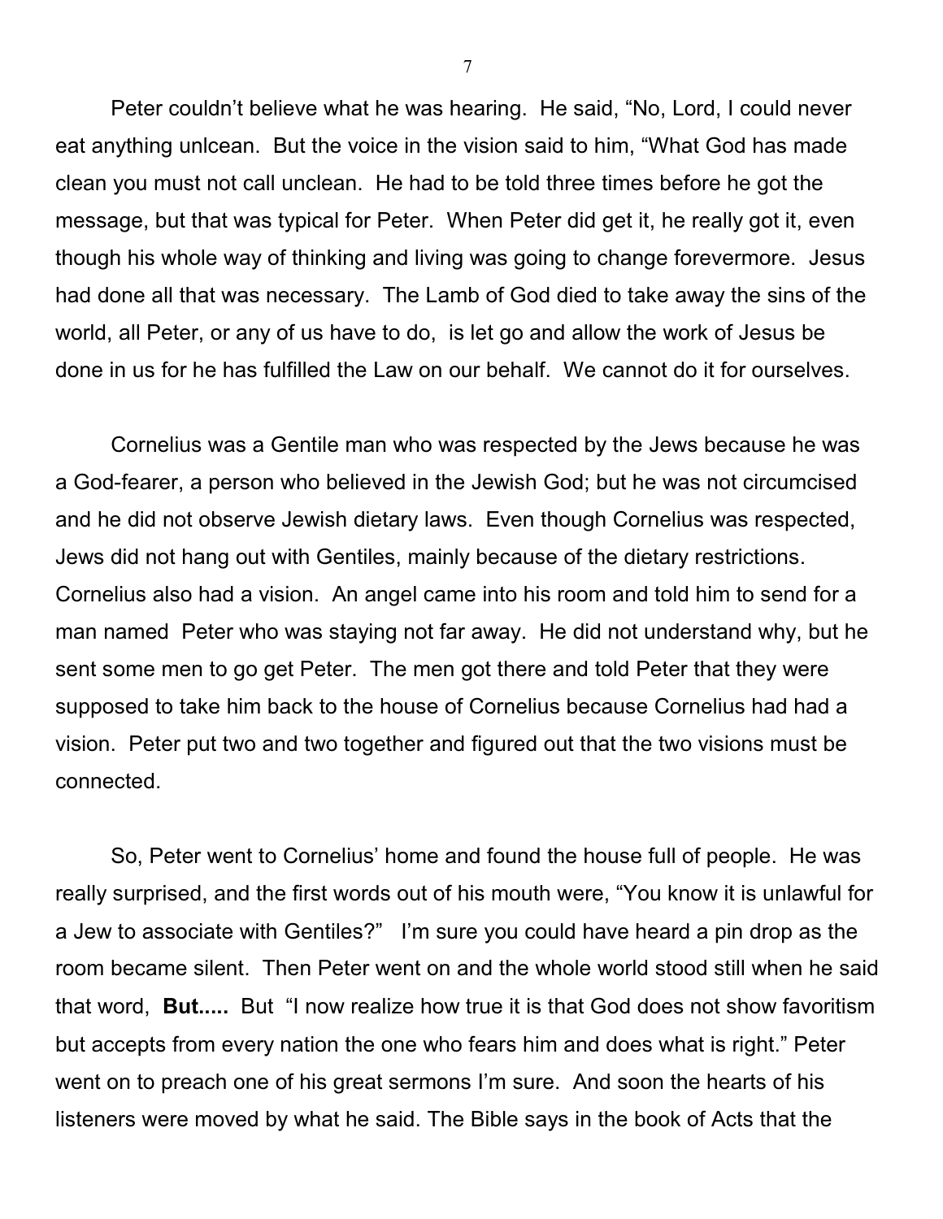Peter couldn't believe what he was hearing. He said, "No, Lord, I could never eat anything unlcean. But the voice in the vision said to him, "What God has made clean you must not call unclean. He had to be told three times before he got the message, but that was typical for Peter. When Peter did get it, he really got it, even though his whole way of thinking and living was going to change forevermore. Jesus had done all that was necessary. The Lamb of God died to take away the sins of the world, all Peter, or any of us have to do, is let go and allow the work of Jesus be done in us for he has fulfilled the Law on our behalf. We cannot do it for ourselves.

Cornelius was a Gentile man who was respected by the Jews because he was a God-fearer, a person who believed in the Jewish God; but he was not circumcised and he did not observe Jewish dietary laws. Even though Cornelius was respected, Jews did not hang out with Gentiles, mainly because of the dietary restrictions. Cornelius also had a vision. An angel came into his room and told him to send for a man named Peter who was staying not far away. He did not understand why, but he sent some men to go get Peter. The men got there and told Peter that they were supposed to take him back to the house of Cornelius because Cornelius had had a vision. Peter put two and two together and figured out that the two visions must be connected.

So, Peter went to Cornelius' home and found the house full of people. He was really surprised, and the first words out of his mouth were, "You know it is unlawful for a Jew to associate with Gentiles?" I'm sure you could have heard a pin drop as the room became silent. Then Peter went on and the whole world stood still when he said that word, **But.....** But "I now realize how true it is that God does not show favoritism but accepts from every nation the one who fears him and does what is right." Peter went on to preach one of his great sermons I'm sure. And soon the hearts of his listeners were moved by what he said. The Bible says in the book of Acts that the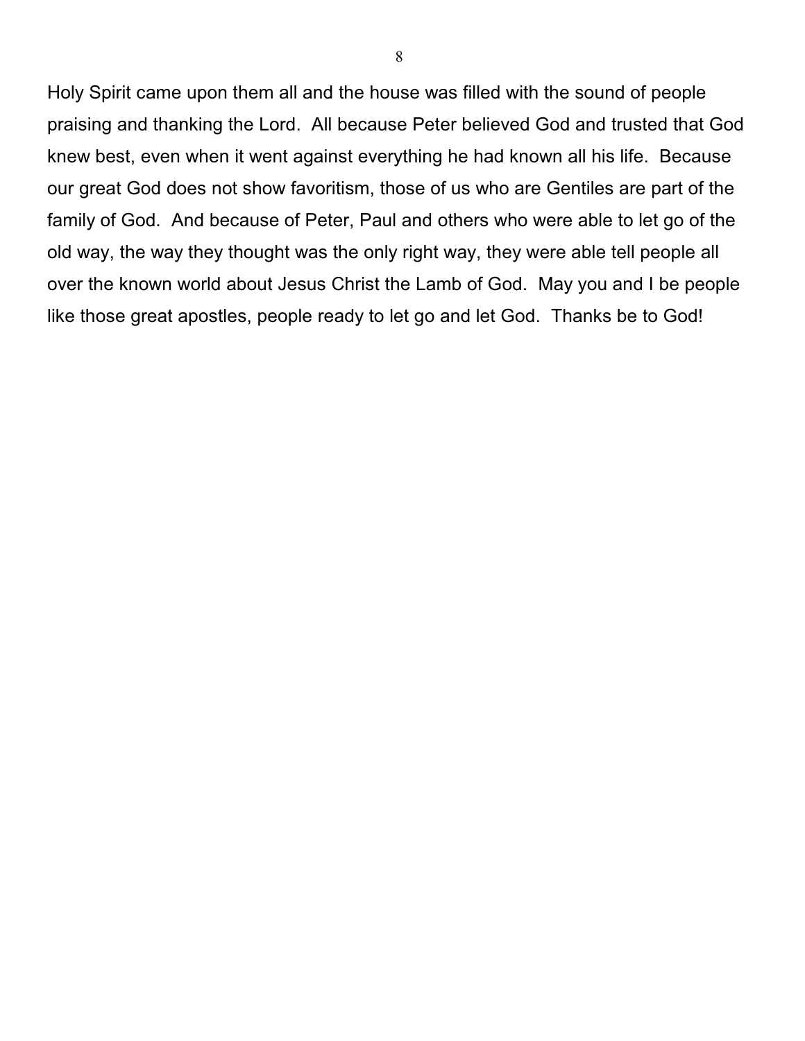Holy Spirit came upon them all and the house was filled with the sound of people praising and thanking the Lord. All because Peter believed God and trusted that God knew best, even when it went against everything he had known all his life. Because our great God does not show favoritism, those of us who are Gentiles are part of the family of God. And because of Peter, Paul and others who were able to let go of the old way, the way they thought was the only right way, they were able tell people all over the known world about Jesus Christ the Lamb of God. May you and I be people like those great apostles, people ready to let go and let God. Thanks be to God!